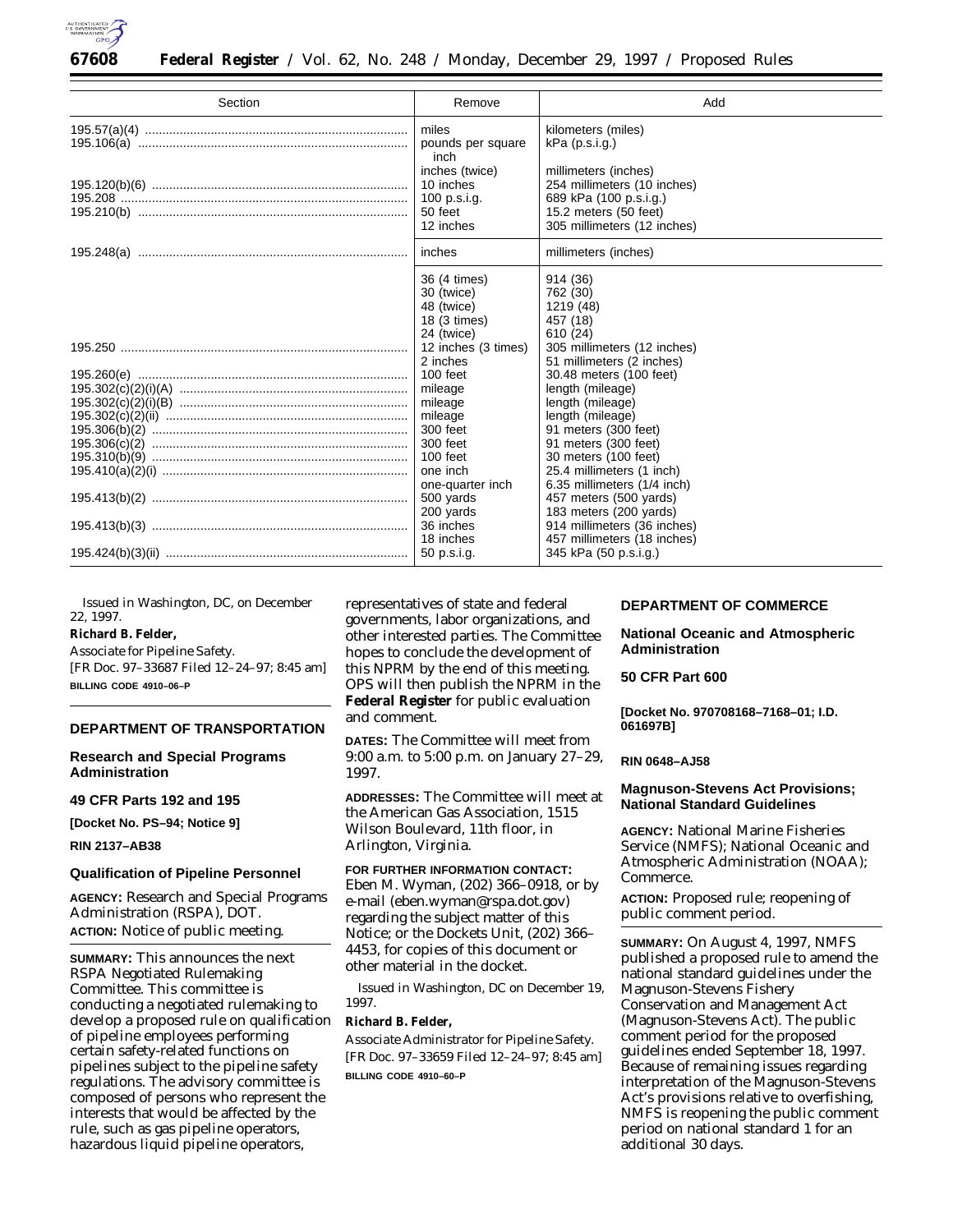| Section | Remove | Add |
|---|---|---|
| 195.57(a)(4) | miles | kilometers (miles) |
| 195.106(a) | pounds per square inch | kPa (p.s.i.g.) |
| | inches (twice) | millimeters (inches) |
| 195.120(b)(6) | 10 inches | 254 millimeters (10 inches) |
| 195.208 | 100 p.s.i.g. | 689 kPa (100 p.s.i.g.) |
| 195.210(b) | 50 feet | 15.2 meters (50 feet) |
| | 12 inches | 305 millimeters (12 inches) |
| 195.248(a) | inches | millimeters (inches) |
| | 36 (4 times) | 914 (36) |
| | 30 (twice) | 762 (30) |
| | 48 (twice) | 1219 (48) |
| | 18 (3 times) | 457 (18) |
| | 24 (twice) | 610 (24) |
| 195.250 | 12 inches (3 times) | 305 millimeters (12 inches) |
| | 2 inches | 51 millimeters (2 inches) |
| 195.260(e) | 100 feet | 30.48 meters (100 feet) |
| 195.302(c)(2)(i)(A) | mileage | length (mileage) |
| 195.302(c)(2)(i)(B) | mileage | length (mileage) |
| 195.302(c)(2)(ii) | mileage | length (mileage) |
| 195.306(b)(2) | 300 feet | 91 meters (300 feet) |
| 195.306(c)(2) | 300 feet | 91 meters (300 feet) |
| 195.310(b)(9) | 100 feet | 30 meters (100 feet) |
| 195.410(a)(2)(i) | one inch | 25.4 millimeters (1 inch) |
| | one-quarter inch | 6.35 millimeters (1/4 inch) |
| 195.413(b)(2) | 500 yards | 457 meters (500 yards) |
| | 200 yards | 183 meters (200 yards) |
| 195.413(b)(3) | 36 inches | 914 millimeters (36 inches) |
| | 18 inches | 457 millimeters (18 inches) |
| 195.424(b)(3)(ii) | 50 p.s.i.g. | 345 kPa (50 p.s.i.g.) |

Issued in Washington, DC, on December 22, 1997.

**Richard B. Felder,**

*Associate for Pipeline Safety.*

[FR Doc. 97–33687 Filed 12–24–97; 8:45 am]

**BILLING CODE 4910–06–P**

---

## DEPARTMENT OF TRANSPORTATION

### Research and Special Programs Administration

### 49 CFR Parts 192 and 195

**[Docket No. PS–94; Notice 9]**

**RIN 2137–AB38**

### Qualification of Pipeline Personnel

**AGENCY:** Research and Special Programs Administration (RSPA), DOT.

**ACTION:** Notice of public meeting.

**SUMMARY:** This announces the next RSPA Negotiated Rulemaking Committee. This committee is conducting a negotiated rulemaking to develop a proposed rule on qualification of pipeline employees performing certain safety-related functions on pipelines subject to the pipeline safety regulations. The advisory committee is composed of persons who represent the interests that would be affected by the rule, such as gas pipeline operators, hazardous liquid pipeline operators, representatives of state and federal governments, labor organizations, and other interested parties. The Committee hopes to conclude the development of this NPRM by the end of this meeting. OPS will then publish the NPRM in the **Federal Register** for public evaluation and comment.

**DATES:** The Committee will meet from 9:00 a.m. to 5:00 p.m. on January 27–29, 1997.

**ADDRESSES:** The Committee will meet at the American Gas Association, 1515 Wilson Boulevard, 11th floor, in Arlington, Virginia.

**FOR FURTHER INFORMATION CONTACT:** Eben M. Wyman, (202) 366–0918, or by e-mail (eben.wyman@rspa.dot.gov) regarding the subject matter of this Notice; or the Dockets Unit, (202) 366–4453, for copies of this document or other material in the docket.

Issued in Washington, DC on December 19, 1997.

**Richard B. Felder,**

*Associate Administrator for Pipeline Safety.*

[FR Doc. 97–33659 Filed 12–24–97; 8:45 am]

**BILLING CODE 4910–60–P**

---

## DEPARTMENT OF COMMERCE

### National Oceanic and Atmospheric Administration

### 50 CFR Part 600

**[Docket No. 970708168–7168–01; I.D. 061697B]**

**RIN 0648–AJ58**

### Magnuson-Stevens Act Provisions; National Standard Guidelines

**AGENCY:** National Marine Fisheries Service (NMFS); National Oceanic and Atmospheric Administration (NOAA); Commerce.

**ACTION:** Proposed rule; reopening of public comment period.

**SUMMARY:** On August 4, 1997, NMFS published a proposed rule to amend the national standard guidelines under the Magnuson-Stevens Fishery Conservation and Management Act (Magnuson-Stevens Act). The public comment period for the proposed guidelines ended September 18, 1997. Because of remaining issues regarding interpretation of the Magnuson-Stevens Act's provisions relative to overfishing, NMFS is reopening the public comment period on national standard 1 for an additional 30 days.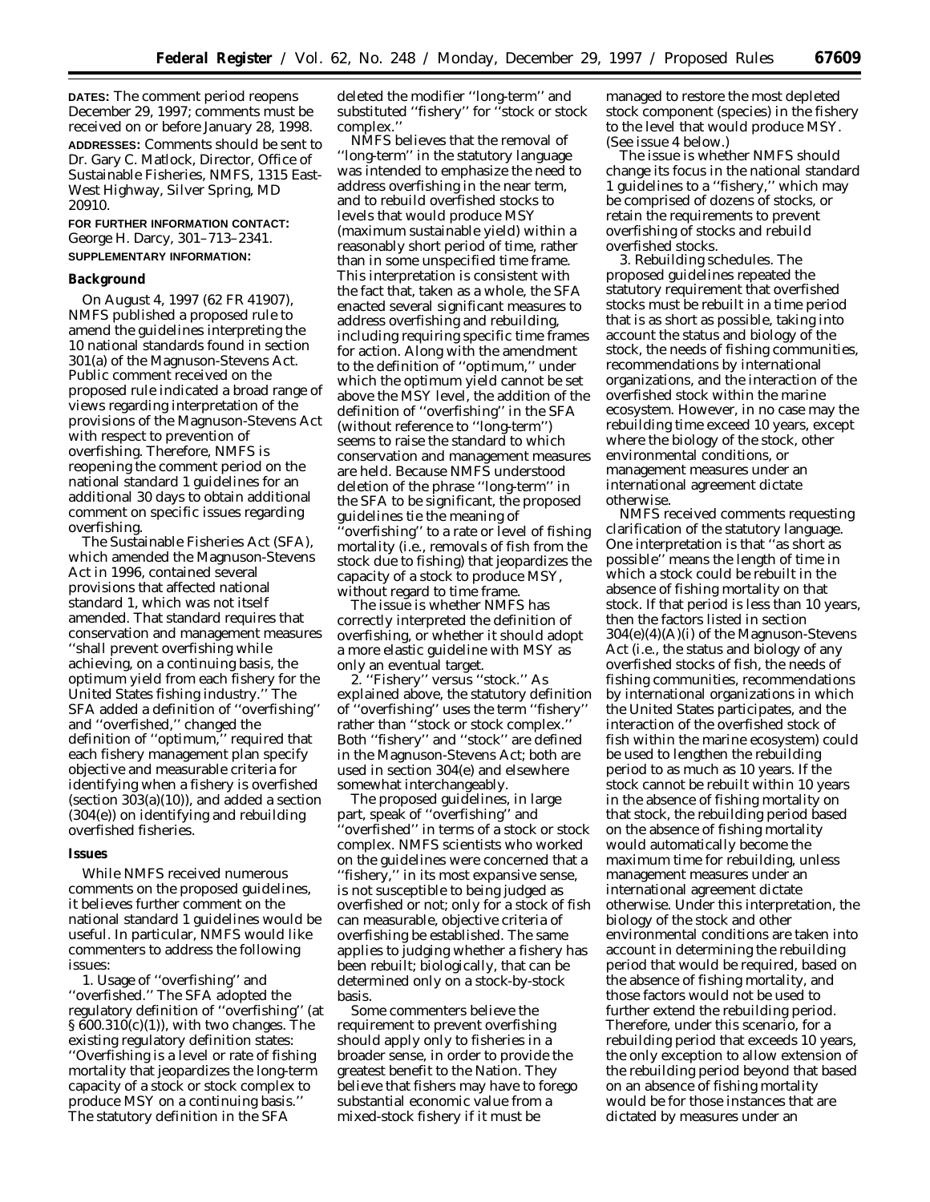**DATES:** The comment period reopens December 29, 1997; comments must be received on or before January 28, 1998.

**ADDRESSES:** Comments should be sent to Dr. Gary C. Matlock, Director, Office of Sustainable Fisheries, NMFS, 1315 East-West Highway, Silver Spring, MD 20910.

**FOR FURTHER INFORMATION CONTACT:** George H. Darcy, 301–713–2341.

**SUPPLEMENTARY INFORMATION:**

## Background

On August 4, 1997 (62 FR 41907), NMFS published a proposed rule to amend the guidelines interpreting the 10 national standards found in section 301(a) of the Magnuson-Stevens Act. Public comment received on the proposed rule indicated a broad range of views regarding interpretation of the provisions of the Magnuson-Stevens Act with respect to prevention of overfishing. Therefore, NMFS is reopening the comment period on the national standard 1 guidelines for an additional 30 days to obtain additional comment on specific issues regarding overfishing.

The Sustainable Fisheries Act (SFA), which amended the Magnuson-Stevens Act in 1996, contained several provisions that affected national standard 1, which was not itself amended. That standard requires that conservation and management measures ''shall prevent overfishing while achieving, on a continuing basis, the optimum yield from each fishery for the United States fishing industry.'' The SFA added a definition of ''overfishing'' and ''overfished,'' changed the definition of ''optimum,'' required that each fishery management plan specify objective and measurable criteria for identifying when a fishery is overfished (section 303(a)(10)), and added a section (304(e)) on identifying and rebuilding overfished fisheries.

## Issues

While NMFS received numerous comments on the proposed guidelines, it believes further comment on the national standard 1 guidelines would be useful. In particular, NMFS would like commenters to address the following issues:

1. Usage of ''overfishing'' and ''overfished.'' The SFA adopted the regulatory definition of ''overfishing'' (at § 600.310(c)(1)), with two changes. The existing regulatory definition states: ''Overfishing is a level or rate of fishing mortality that jeopardizes the long-term capacity of a stock or stock complex to produce MSY on a continuing basis.'' The statutory definition in the SFA deleted the modifier ''long-term'' and substituted ''fishery'' for ''stock or stock complex.''

NMFS believes that the removal of ''long-term'' in the statutory language was intended to emphasize the need to address overfishing in the near term, and to rebuild overfished stocks to levels that would produce MSY (maximum sustainable yield) within a reasonably short period of time, rather than in some unspecified time frame. This interpretation is consistent with the fact that, taken as a whole, the SFA enacted several significant measures to address overfishing and rebuilding, including requiring specific time frames for action. Along with the amendment to the definition of ''optimum,'' under which the optimum yield cannot be set above the MSY level, the addition of the definition of ''overfishing'' in the SFA (without reference to ''long-term'') seems to raise the standard to which conservation and management measures are held. Because NMFS understood deletion of the phrase ''long-term'' in the SFA to be significant, the proposed guidelines tie the meaning of ''overfishing'' to a rate or level of fishing mortality (i.e., removals of fish from the stock due to fishing) that jeopardizes the capacity of a stock to produce MSY, without regard to time frame.

The issue is whether NMFS has correctly interpreted the definition of overfishing, or whether it should adopt a more elastic guideline with MSY as only an eventual target.

2. ''Fishery'' versus ''stock.'' As explained above, the statutory definition of ''overfishing'' uses the term ''fishery'' rather than ''stock or stock complex.'' Both ''fishery'' and ''stock'' are defined in the Magnuson-Stevens Act; both are used in section 304(e) and elsewhere somewhat interchangeably.

The proposed guidelines, in large part, speak of ''overfishing'' and ''overfished'' in terms of a stock or stock complex. NMFS scientists who worked on the guidelines were concerned that a ''fishery,'' in its most expansive sense, is not susceptible to being judged as overfished or not; only for a stock of fish can measurable, objective criteria of overfishing be established. The same applies to judging whether a fishery has been rebuilt; biologically, that can be determined only on a stock-by-stock basis.

Some commenters believe the requirement to prevent overfishing should apply only to fisheries in a broader sense, in order to provide the greatest benefit to the Nation. They believe that fishers may have to forego substantial economic value from a mixed-stock fishery if it must be managed to restore the most depleted stock component (species) in the fishery to the level that would produce MSY. (See issue 4 below.)

The issue is whether NMFS should change its focus in the national standard 1 guidelines to a ''fishery,'' which may be comprised of dozens of stocks, or retain the requirements to prevent overfishing of stocks and rebuild overfished stocks.

3. Rebuilding schedules. The proposed guidelines repeated the statutory requirement that overfished stocks must be rebuilt in a time period that is as short as possible, taking into account the status and biology of the stock, the needs of fishing communities, recommendations by international organizations, and the interaction of the overfished stock within the marine ecosystem. However, in no case may the rebuilding time exceed 10 years, except where the biology of the stock, other environmental conditions, or management measures under an international agreement dictate otherwise.

NMFS received comments requesting clarification of the statutory language. One interpretation is that ''as short as possible'' means the length of time in which a stock could be rebuilt in the absence of fishing mortality on that stock. If that period is less than 10 years, then the factors listed in section 304(e)(4)(A)(i) of the Magnuson-Stevens Act (i.e., the status and biology of any overfished stocks of fish, the needs of fishing communities, recommendations by international organizations in which the United States participates, and the interaction of the overfished stock of fish within the marine ecosystem) could be used to lengthen the rebuilding period to as much as 10 years. If the stock cannot be rebuilt within 10 years in the absence of fishing mortality on that stock, the rebuilding period based on the absence of fishing mortality would automatically become the maximum time for rebuilding, unless management measures under an international agreement dictate otherwise. Under this interpretation, the biology of the stock and other environmental conditions are taken into account in determining the rebuilding period that would be required, based on the absence of fishing mortality, and those factors would not be used to further extend the rebuilding period. Therefore, under this scenario, for a rebuilding period that exceeds 10 years, the only exception to allow extension of the rebuilding period beyond that based on an absence of fishing mortality would be for those instances that are dictated by measures under an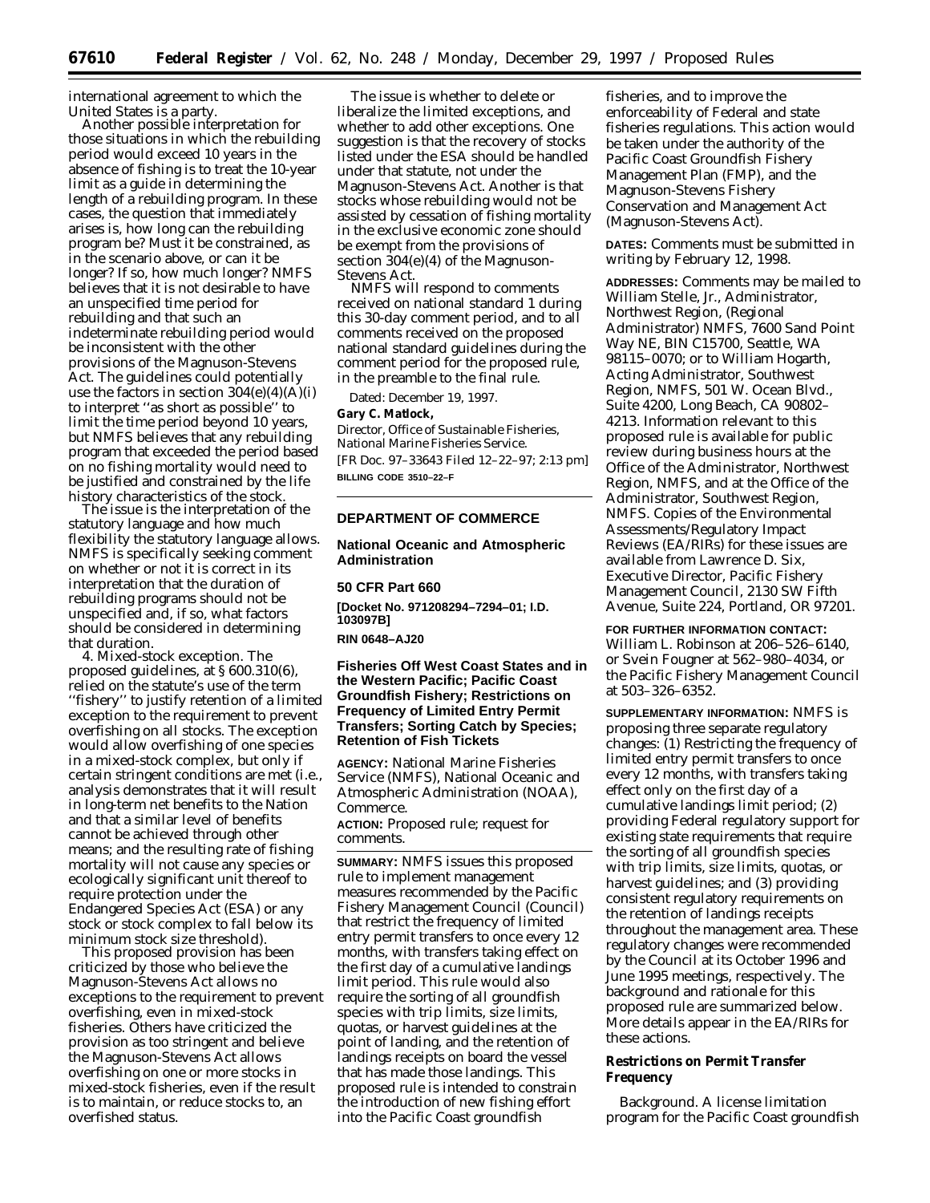international agreement to which the United States is a party.

Another possible interpretation for those situations in which the rebuilding period would exceed 10 years in the absence of fishing is to treat the 10-year limit as a guide in determining the length of a rebuilding program. In these cases, the question that immediately arises is, how long can the rebuilding program be? Must it be constrained, as in the scenario above, or can it be longer? If so, how much longer? NMFS believes that it is not desirable to have an unspecified time period for rebuilding and that such an indeterminate rebuilding period would be inconsistent with the other provisions of the Magnuson-Stevens Act. The guidelines could potentially use the factors in section 304(e)(4)(A)(i) to interpret ''as short as possible'' to limit the time period beyond 10 years, but NMFS believes that any rebuilding program that exceeded the period based on no fishing mortality would need to be justified and constrained by the life history characteristics of the stock.

The issue is the interpretation of the statutory language and how much flexibility the statutory language allows. NMFS is specifically seeking comment on whether or not it is correct in its interpretation that the duration of rebuilding programs should not be unspecified and, if so, what factors should be considered in determining that duration.

4. Mixed-stock exception. The proposed guidelines, at § 600.310(6), relied on the statute's use of the term ''fishery'' to justify retention of a limited exception to the requirement to prevent overfishing on all stocks. The exception would allow overfishing of one species in a mixed-stock complex, but only if certain stringent conditions are met (i.e., analysis demonstrates that it will result in long-term net benefits to the Nation and that a similar level of benefits cannot be achieved through other means; and the resulting rate of fishing mortality will not cause any species or ecologically significant unit thereof to require protection under the Endangered Species Act (ESA) or any stock or stock complex to fall below its minimum stock size threshold).

This proposed provision has been criticized by those who believe the Magnuson-Stevens Act allows no exceptions to the requirement to prevent overfishing, even in mixed-stock fisheries. Others have criticized the provision as too stringent and believe the Magnuson-Stevens Act allows overfishing on one or more stocks in mixed-stock fisheries, even if the result is to maintain, or reduce stocks to, an overfished status.

The issue is whether to delete or liberalize the limited exceptions, and whether to add other exceptions. One suggestion is that the recovery of stocks listed under the ESA should be handled under that statute, not under the Magnuson-Stevens Act. Another is that stocks whose rebuilding would not be assisted by cessation of fishing mortality in the exclusive economic zone should be exempt from the provisions of section 304(e)(4) of the Magnuson-Stevens Act.

NMFS will respond to comments received on national standard 1 during this 30-day comment period, and to all comments received on the proposed national standard guidelines during the comment period for the proposed rule, in the preamble to the final rule.

Dated: December 19, 1997.

**Gary C. Matlock,**

*Director, Office of Sustainable Fisheries, National Marine Fisheries Service.*

[FR Doc. 97–33643 Filed 12–22–97; 2:13 pm]

**BILLING CODE 3510–22–F**

---

## DEPARTMENT OF COMMERCE

### National Oceanic and Atmospheric Administration

#### 50 CFR Part 660

**[Docket No. 971208294–7294–01; I.D. 103097B]**

**RIN 0648–AJ20**

### Fisheries Off West Coast States and in the Western Pacific; Pacific Coast Groundfish Fishery; Restrictions on Frequency of Limited Entry Permit Transfers; Sorting Catch by Species; Retention of Fish Tickets

**AGENCY:** National Marine Fisheries Service (NMFS), National Oceanic and Atmospheric Administration (NOAA), Commerce.

**ACTION:** Proposed rule; request for comments.

**SUMMARY:** NMFS issues this proposed rule to implement management measures recommended by the Pacific Fishery Management Council (Council) that restrict the frequency of limited entry permit transfers to once every 12 months, with transfers taking effect on the first day of a cumulative landings limit period. This rule would also require the sorting of all groundfish species with trip limits, size limits, quotas, or harvest guidelines at the point of landing, and the retention of landings receipts on board the vessel that has made those landings. This proposed rule is intended to constrain the introduction of new fishing effort into the Pacific Coast groundfish fisheries, and to improve the enforceability of Federal and state fisheries regulations. This action would be taken under the authority of the Pacific Coast Groundfish Fishery Management Plan (FMP), and the Magnuson-Stevens Fishery Conservation and Management Act (Magnuson-Stevens Act).

**DATES:** Comments must be submitted in writing by February 12, 1998.

**ADDRESSES:** Comments may be mailed to William Stelle, Jr., Administrator, Northwest Region, (Regional Administrator) NMFS, 7600 Sand Point Way NE, BIN C15700, Seattle, WA 98115–0070; or to William Hogarth, Acting Administrator, Southwest Region, NMFS, 501 W. Ocean Blvd., Suite 4200, Long Beach, CA 90802–4213. Information relevant to this proposed rule is available for public review during business hours at the Office of the Administrator, Northwest Region, NMFS, and at the Office of the Administrator, Southwest Region, NMFS. Copies of the Environmental Assessments/Regulatory Impact Reviews (EA/RIRs) for these issues are available from Lawrence D. Six, Executive Director, Pacific Fishery Management Council, 2130 SW Fifth Avenue, Suite 224, Portland, OR 97201.

**FOR FURTHER INFORMATION CONTACT:** William L. Robinson at 206–526–6140, or Svein Fougner at 562–980–4034, or the Pacific Fishery Management Council at 503–326–6352.

**SUPPLEMENTARY INFORMATION:** NMFS is proposing three separate regulatory changes: (1) Restricting the frequency of limited entry permit transfers to once every 12 months, with transfers taking effect only on the first day of a cumulative landings limit period; (2) providing Federal regulatory support for existing state requirements that require the sorting of all groundfish species with trip limits, size limits, quotas, or harvest guidelines; and (3) providing consistent regulatory requirements on the retention of landings receipts throughout the management area. These regulatory changes were recommended by the Council at its October 1996 and June 1995 meetings, respectively. The background and rationale for this proposed rule are summarized below. More details appear in the EA/RIRs for these actions.

#### Restrictions on Permit Transfer Frequency

*Background.* A license limitation program for the Pacific Coast groundfish